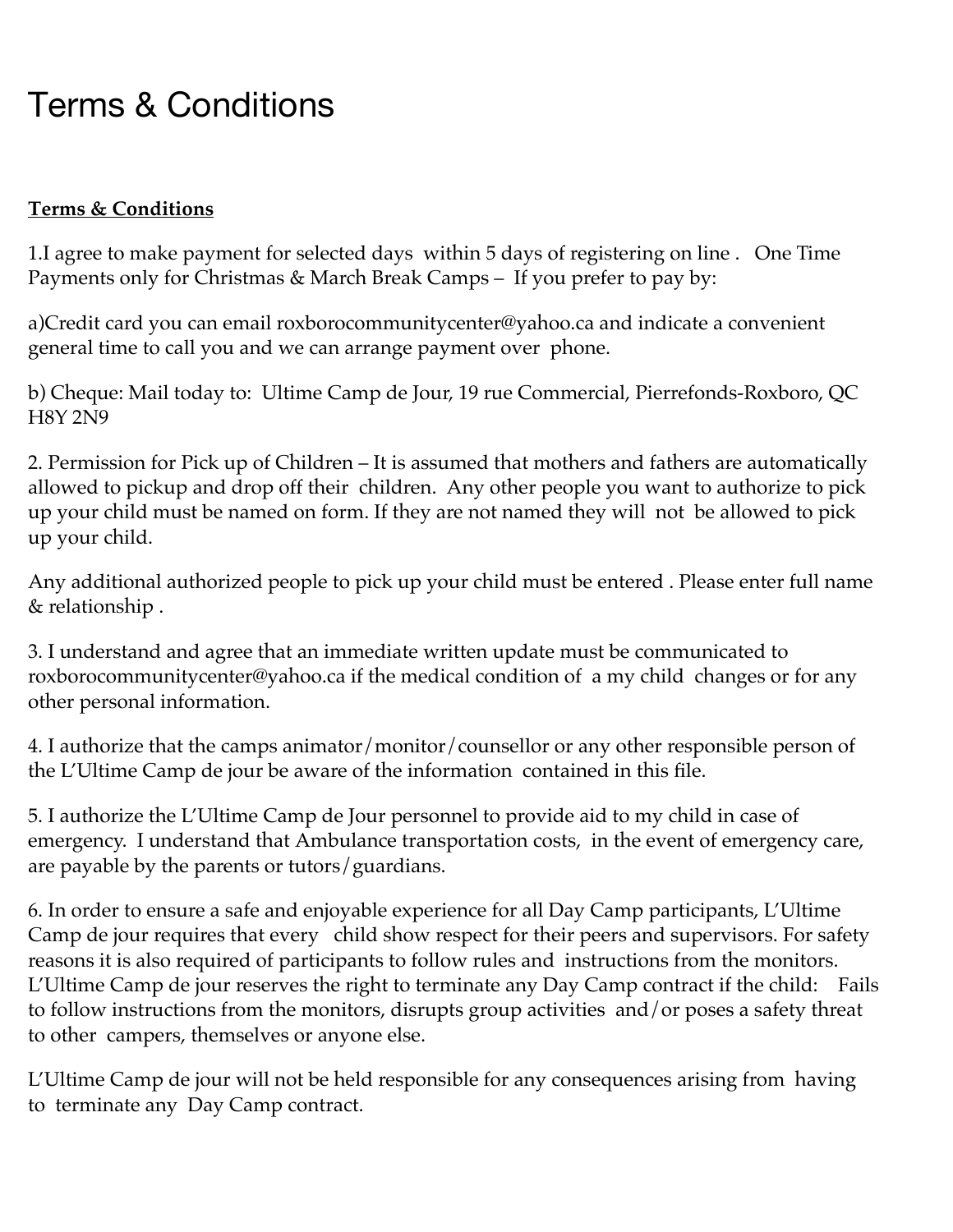# Terms & Conditions

**Terms & Conditions**

1.I agree to make payment for selected days within 5 days of registering on line . One Time Payments only for Christmas & March Break Camps – If you prefer to pay by:

a)Credit card you can email roxborocommunitycenter@yahoo.ca and indicate a convenient general time to call you and we can arrange payment over phone.

b) Cheque: Mail today to: Ultime Camp de Jour, 19 rue Commercial, Pierrefonds-Roxboro, QC H8Y 2N9

2. Permission for Pick up of Children – It is assumed that mothers and fathers are automatically allowed to pickup and drop off their children. Any other people you want to authorize to pick up your child must be named on form. If they are not named they will not be allowed to pick up your child.

Any additional authorized people to pick up your child must be entered . Please enter full name & relationship .

3. I understand and agree that an immediate written update must be communicated to roxborocommunitycenter@yahoo.ca if the medical condition of a my child changes or for any other personal information.

4. I authorize that the camps animator/monitor/counsellor or any other responsible person of the L'Ultime Camp de jour be aware of the information contained in this file.

5. I authorize the L'Ultime Camp de Jour personnel to provide aid to my child in case of emergency. I understand that Ambulance transportation costs, in the event of emergency care, are payable by the parents or tutors/guardians.

6. In order to ensure a safe and enjoyable experience for all Day Camp participants, L'Ultime Camp de jour requires that every child show respect for their peers and supervisors. For safety reasons it is also required of participants to follow rules and instructions from the monitors. L'Ultime Camp de jour reserves the right to terminate any Day Camp contract if the child: Fails to follow instructions from the monitors, disrupts group activities and/or poses a safety threat to other campers, themselves or anyone else.

L'Ultime Camp de jour will not be held responsible for any consequences arising from having to terminate any Day Camp contract.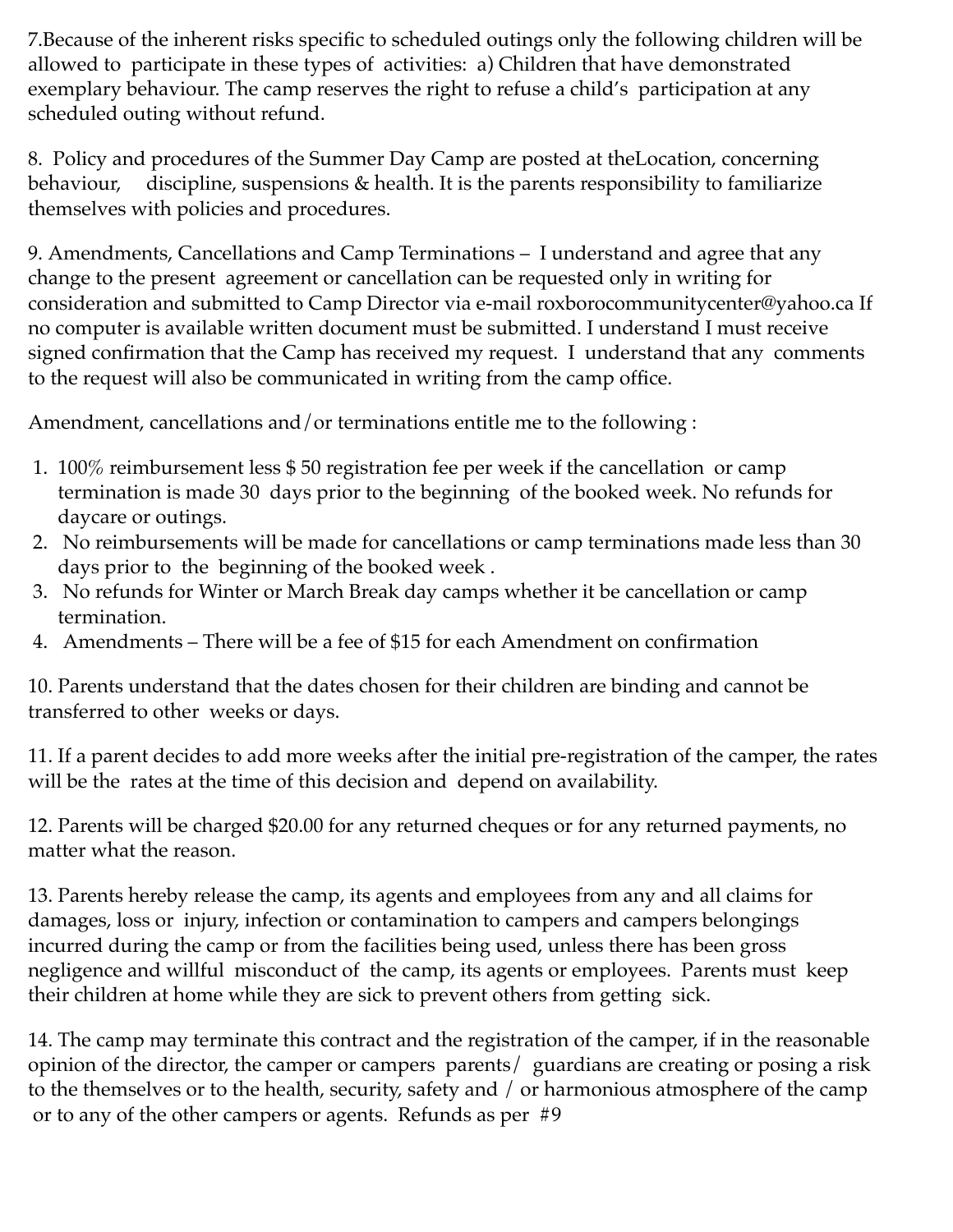7.Because of the inherent risks specific to scheduled outings only the following children will be allowed to participate in these types of activities: a) Children that have demonstrated exemplary behaviour. The camp reserves the right to refuse a child's participation at any scheduled outing without refund.

8. Policy and procedures of the Summer Day Camp are posted at theLocation, concerning behaviour, discipline, suspensions & health. It is the parents responsibility to familiarize themselves with policies and procedures.

9. Amendments, Cancellations and Camp Terminations – I understand and agree that any change to the present agreement or cancellation can be requested only in writing for consideration and submitted to Camp Director via e-mail roxborocommunitycenter@yahoo.ca If no computer is available written document must be submitted. I understand I must receive signed confirmation that the Camp has received my request. I understand that any comments to the request will also be communicated in writing from the camp office.

Amendment, cancellations and/or terminations entitle me to the following :

1. 100% reimbursement less $ 50 registration fee per week if the cancellation or camp termination is made 30 days prior to the beginning of the booked week. No refunds for daycare or outings.
2. No reimbursements will be made for cancellations or camp terminations made less than 30 days prior to the beginning of the booked week .
3. No refunds for Winter or March Break day camps whether it be cancellation or camp termination.
4. Amendments – There will be a fee of $15 for each Amendment on confirmation

10. Parents understand that the dates chosen for their children are binding and cannot be transferred to other weeks or days.

11. If a parent decides to add more weeks after the initial pre-registration of the camper, the rates will be the rates at the time of this decision and depend on availability.

12. Parents will be charged $20.00 for any returned cheques or for any returned payments, no matter what the reason.

13. Parents hereby release the camp, its agents and employees from any and all claims for damages, loss or injury, infection or contamination to campers and campers belongings incurred during the camp or from the facilities being used, unless there has been gross negligence and willful misconduct of the camp, its agents or employees. Parents must keep their children at home while they are sick to prevent others from getting sick.

14. The camp may terminate this contract and the registration of the camper, if in the reasonable opinion of the director, the camper or campers parents/ guardians are creating or posing a risk to the themselves or to the health, security, safety and / or harmonious atmosphere of the camp or to any of the other campers or agents. Refunds as per #9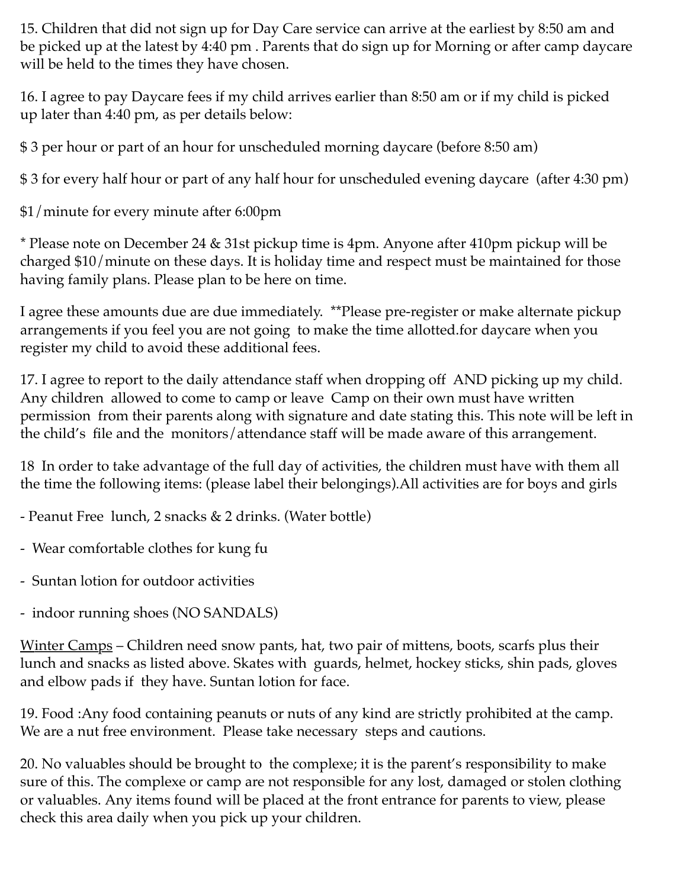15. Children that did not sign up for Day Care service can arrive at the earliest by 8:50 am and be picked up at the latest by 4:40 pm . Parents that do sign up for Morning or after camp daycare will be held to the times they have chosen.

16. I agree to pay Daycare fees if my child arrives earlier than 8:50 am or if my child is picked up later than 4:40 pm, as per details below:

$ 3 per hour or part of an hour for unscheduled morning daycare (before 8:50 am)

$ 3 for every half hour or part of any half hour for unscheduled evening daycare (after 4:30 pm)

$1/minute for every minute after 6:00pm

* Please note on December 24 & 31st pickup time is 4pm. Anyone after 410pm pickup will be charged $10/minute on these days. It is holiday time and respect must be maintained for those having family plans. Please plan to be here on time.

I agree these amounts due are due immediately. **Please pre-register or make alternate pickup arrangements if you feel you are not going to make the time allotted.for daycare when you register my child to avoid these additional fees.

17. I agree to report to the daily attendance staff when dropping off AND picking up my child. Any children allowed to come to camp or leave Camp on their own must have written permission from their parents along with signature and date stating this. This note will be left in the child's file and the monitors/attendance staff will be made aware of this arrangement.

18 In order to take advantage of the full day of activities, the children must have with them all the time the following items: (please label their belongings).All activities are for boys and girls

- Peanut Free lunch, 2 snacks & 2 drinks. (Water bottle)
- Wear comfortable clothes for kung fu
- Suntan lotion for outdoor activities
- indoor running shoes (NO SANDALS)

<u>Winter Camps</u> – Children need snow pants, hat, two pair of mittens, boots, scarfs plus their lunch and snacks as listed above. Skates with guards, helmet, hockey sticks, shin pads, gloves and elbow pads if they have. Suntan lotion for face.

19. Food :Any food containing peanuts or nuts of any kind are strictly prohibited at the camp. We are a nut free environment. Please take necessary steps and cautions.

20. No valuables should be brought to the complexe; it is the parent's responsibility to make sure of this. The complexe or camp are not responsible for any lost, damaged or stolen clothing or valuables. Any items found will be placed at the front entrance for parents to view, please check this area daily when you pick up your children.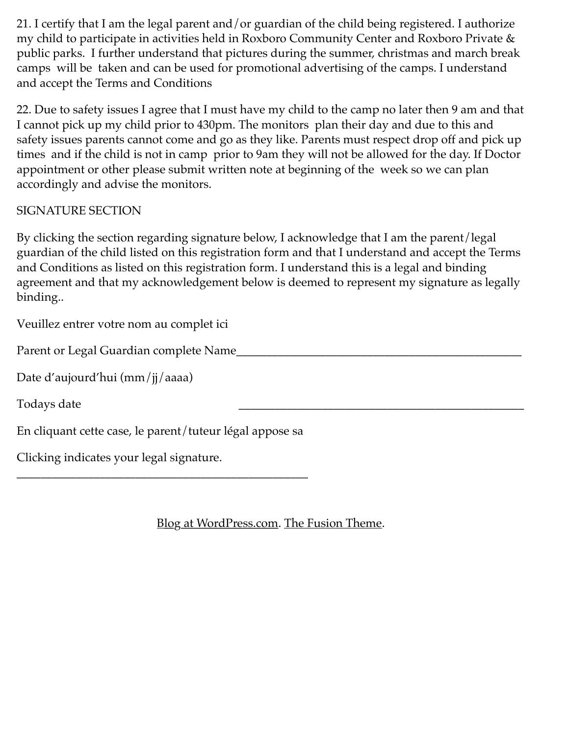21. I certify that I am the legal parent and/or guardian of the child being registered. I authorize my child to participate in activities held in Roxboro Community Center and Roxboro Private & public parks. I further understand that pictures during the summer, christmas and march break camps will be taken and can be used for promotional advertising of the camps. I understand and accept the Terms and Conditions

22. Due to safety issues I agree that I must have my child to the camp no later then 9 am and that I cannot pick up my child prior to 430pm. The monitors plan their day and due to this and safety issues parents cannot come and go as they like. Parents must respect drop off and pick up times and if the child is not in camp prior to 9am they will not be allowed for the day. If Doctor appointment or other please submit written note at beginning of the week so we can plan accordingly and advise the monitors.

SIGNATURE SECTION

By clicking the section regarding signature below, I acknowledge that I am the parent/legal guardian of the child listed on this registration form and that I understand and accept the Terms and Conditions as listed on this registration form. I understand this is a legal and binding agreement and that my acknowledgement below is deemed to represent my signature as legally binding..

Veuillez entrer votre nom au complet ici

Parent or Legal Guardian complete Name_______________________________________________

Date d'aujourd'hui (mm/jj/aaaa)

Todays date _______________________________________________

En cliquant cette case, le parent/tuteur légal appose sa

Clicking indicates your legal signature.

_______________________________________________

Blog at WordPress.com. The Fusion Theme.